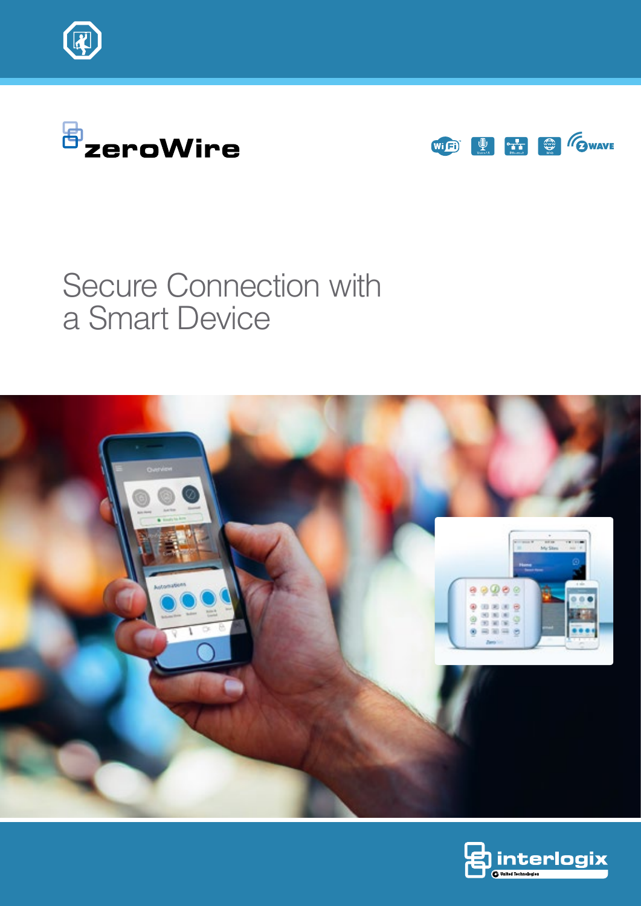zeroWire

# Secure Connection with a Smart Device

interlogix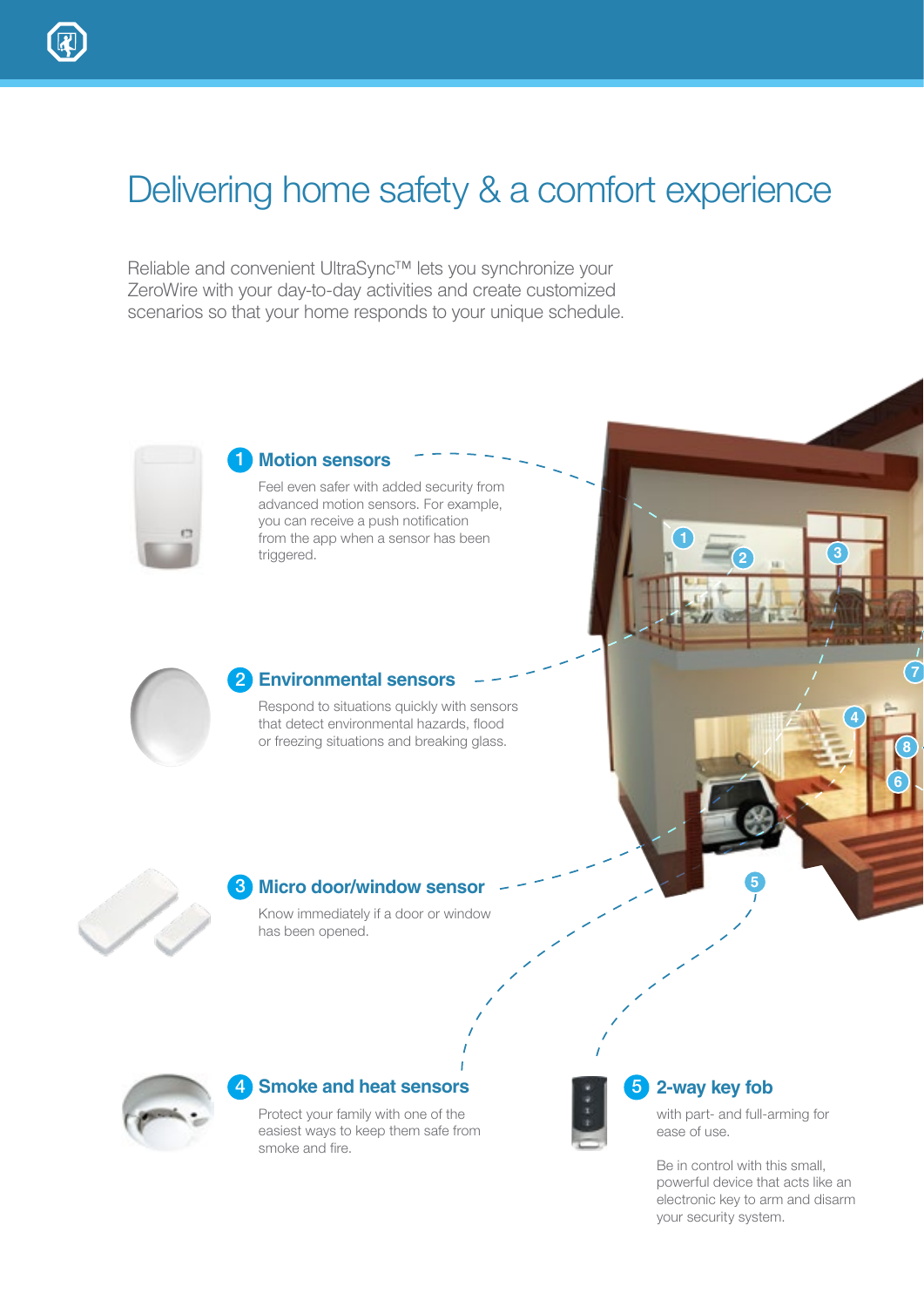# Delivering home safety & a comfort experience

Reliable and convenient UltraSync™ lets you synchronize your ZeroWire with your day-to-day activities and create customized scenarios so that your home responds to your unique schedule.

## 1 Motion sensors

Feel even safer with added security from advanced motion sensors. For example, you can receive a push notification from the app when a sensor has been triggered.

## 2 Environmental sensors

Respond to situations quickly with sensors that detect environmental hazards, flood or freezing situations and breaking glass.

## 3 Micro door/window sensor

Know immediately if a door or window has been opened.

## 4 Smoke and heat sensors

Protect your family with one of the easiest ways to keep them safe from smoke and fire.

## 5 2-way key fob

with part- and full-arming for ease of use.

Be in control with this small, powerful device that acts like an electronic key to arm and disarm your security system.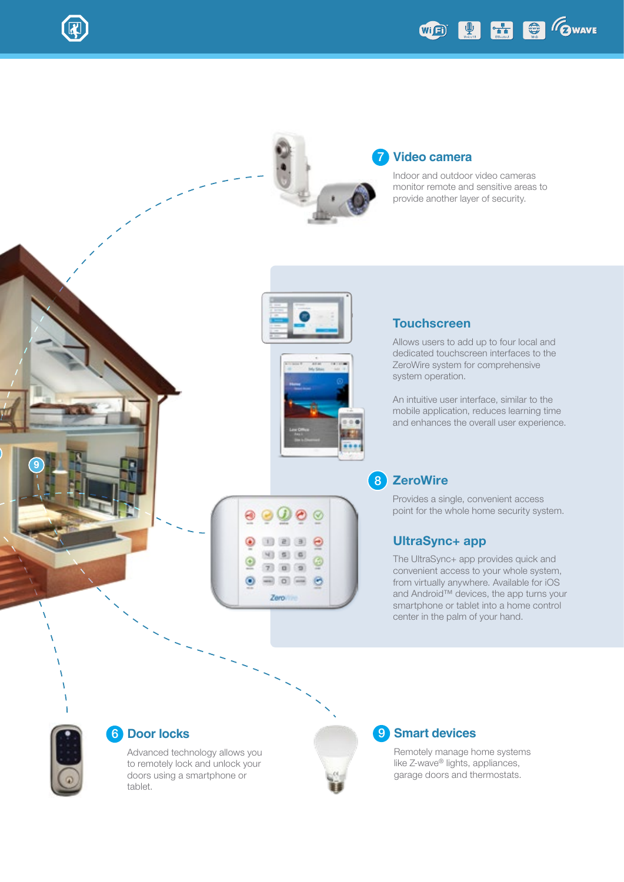## 7 Video camera

Indoor and outdoor video cameras monitor remote and sensitive areas to provide another layer of security.

## Touchscreen

Allows users to add up to four local and dedicated touchscreen interfaces to the ZeroWire system for comprehensive system operation.

An intuitive user interface, similar to the mobile application, reduces learning time and enhances the overall user experience.

## 8 ZeroWire

Provides a single, convenient access point for the whole home security system.

## UltraSync+ app

The UltraSync+ app provides quick and convenient access to your whole system, from virtually anywhere. Available for iOS and Android™ devices, the app turns your smartphone or tablet into a home control center in the palm of your hand.

## 6 Door locks

Advanced technology allows you to remotely lock and unlock your doors using a smartphone or tablet.

## 9 Smart devices

Remotely manage home systems like Z-wave® lights, appliances, garage doors and thermostats.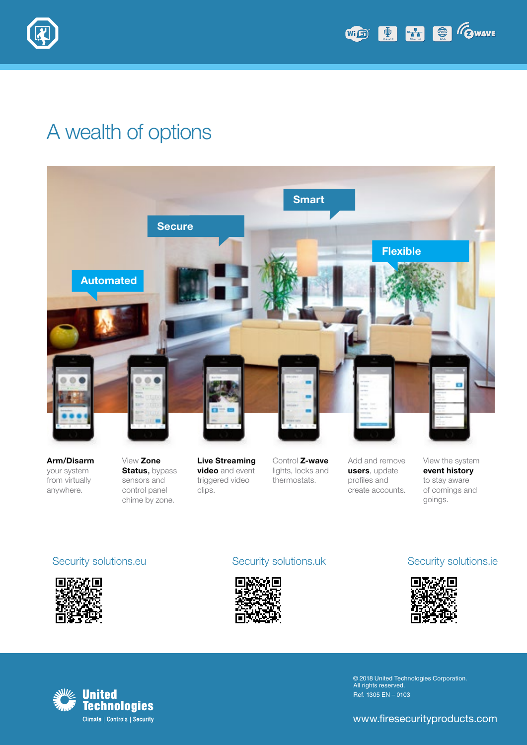# A wealth of options

Secure

Smart

Flexible

Automated

**Arm/Disarm** your system from virtually anywhere.

View **Zone Status,** bypass sensors and control panel chime by zone.

**Live Streaming video** and event triggered video clips.

Control **Z-wave** lights, locks and thermostats.

Add and remove **users**, update profiles and create accounts.

View the system **event history** to stay aware of comings and goings.

Security solutions.eu

Security solutions.uk

Security solutions.ie

United Technologies

Climate | Controls | Security

© 2018 United Technologies Corporation.
All rights reserved.
Ref. 1305 EN – 0103

www.firesecurityproducts.com